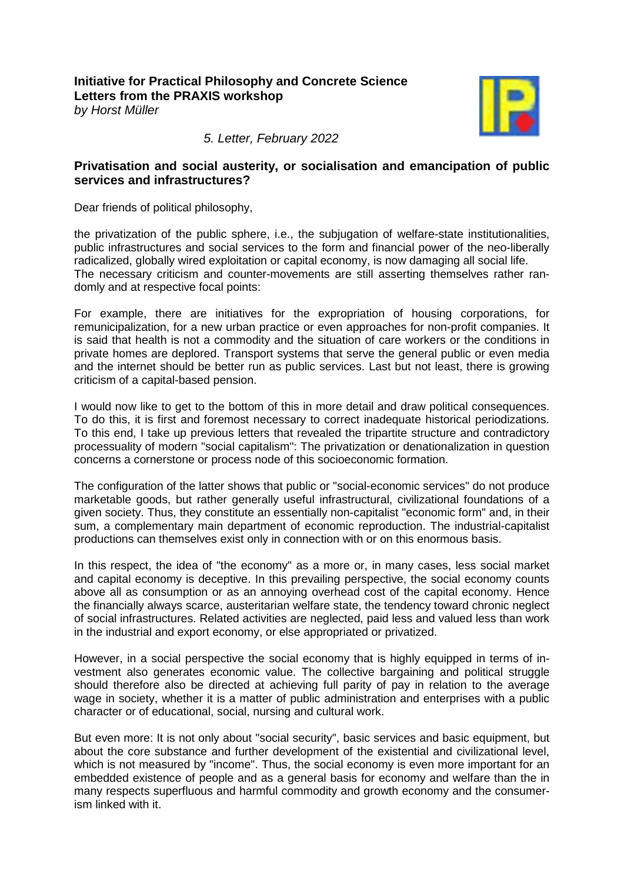**Initiative for Practical Philosophy and Concrete Science**
**Letters from the PRAXIS workshop**
*by Horst Müller*

*5. Letter, February 2022*

## Privatisation and social austerity, or socialisation and emancipation of public services and infrastructures?

Dear friends of political philosophy,

the privatization of the public sphere, i.e., the subjugation of welfare-state institutionalities, public infrastructures and social services to the form and financial power of the neo-liberally radicalized, globally wired exploitation or capital economy, is now damaging all social life. The necessary criticism and counter-movements are still asserting themselves rather randomly and at respective focal points:

For example, there are initiatives for the expropriation of housing corporations, for remunicipalization, for a new urban practice or even approaches for non-profit companies. It is said that health is not a commodity and the situation of care workers or the conditions in private homes are deplored. Transport systems that serve the general public or even media and the internet should be better run as public services. Last but not least, there is growing criticism of a capital-based pension.

I would now like to get to the bottom of this in more detail and draw political consequences. To do this, it is first and foremost necessary to correct inadequate historical periodizations. To this end, I take up previous letters that revealed the tripartite structure and contradictory processuality of modern "social capitalism": The privatization or denationalization in question concerns a cornerstone or process node of this socioeconomic formation.

The configuration of the latter shows that public or "social-economic services" do not produce marketable goods, but rather generally useful infrastructural, civilizational foundations of a given society. Thus, they constitute an essentially non-capitalist "economic form" and, in their sum, a complementary main department of economic reproduction. The industrial-capitalist productions can themselves exist only in connection with or on this enormous basis.

In this respect, the idea of "the economy" as a more or, in many cases, less social market and capital economy is deceptive. In this prevailing perspective, the social economy counts above all as consumption or as an annoying overhead cost of the capital economy. Hence the financially always scarce, austeritarian welfare state, the tendency toward chronic neglect of social infrastructures. Related activities are neglected, paid less and valued less than work in the industrial and export economy, or else appropriated or privatized.

However, in a social perspective the social economy that is highly equipped in terms of investment also generates economic value. The collective bargaining and political struggle should therefore also be directed at achieving full parity of pay in relation to the average wage in society, whether it is a matter of public administration and enterprises with a public character or of educational, social, nursing and cultural work.

But even more: It is not only about "social security", basic services and basic equipment, but about the core substance and further development of the existential and civilizational level, which is not measured by "income". Thus, the social economy is even more important for an embedded existence of people and as a general basis for economy and welfare than the in many respects superfluous and harmful commodity and growth economy and the consumerism linked with it.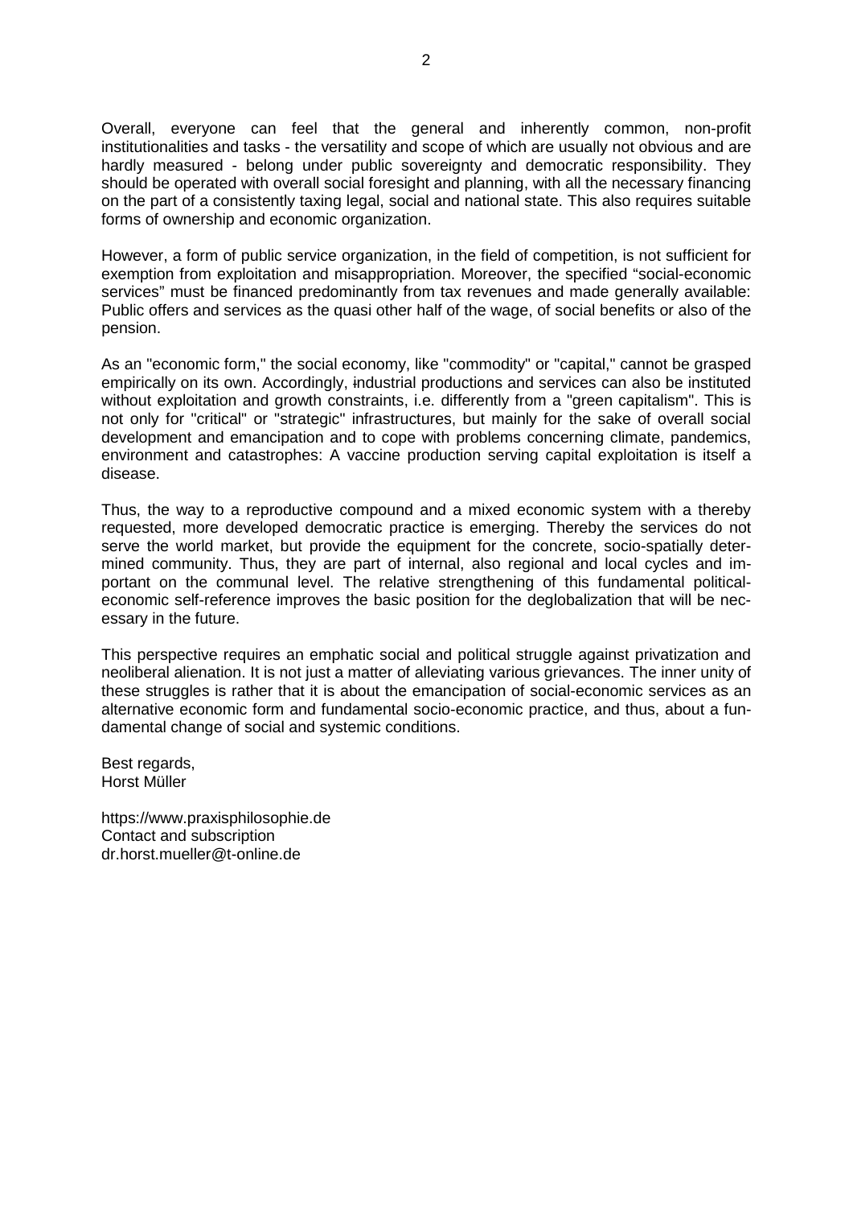Overall, everyone can feel that the general and inherently common, non-profit institutionalities and tasks - the versatility and scope of which are usually not obvious and are hardly measured - belong under public sovereignty and democratic responsibility. They should be operated with overall social foresight and planning, with all the necessary financing on the part of a consistently taxing legal, social and national state. This also requires suitable forms of ownership and economic organization.

However, a form of public service organization, in the field of competition, is not sufficient for exemption from exploitation and misappropriation. Moreover, the specified "social-economic services" must be financed predominantly from tax revenues and made generally available: Public offers and services as the quasi other half of the wage, of social benefits or also of the pension.

As an "economic form," the social economy, like "commodity" or "capital," cannot be grasped empirically on its own. Accordingly, industrial productions and services can also be instituted without exploitation and growth constraints, i.e. differently from a "green capitalism". This is not only for "critical" or "strategic" infrastructures, but mainly for the sake of overall social development and emancipation and to cope with problems concerning climate, pandemics, environment and catastrophes: A vaccine production serving capital exploitation is itself a disease.

Thus, the way to a reproductive compound and a mixed economic system with a thereby requested, more developed democratic practice is emerging. Thereby the services do not serve the world market, but provide the equipment for the concrete, socio-spatially determined community. Thus, they are part of internal, also regional and local cycles and important on the communal level. The relative strengthening of this fundamental political-economic self-reference improves the basic position for the deglobalization that will be necessary in the future.

This perspective requires an emphatic social and political struggle against privatization and neoliberal alienation. It is not just a matter of alleviating various grievances. The inner unity of these struggles is rather that it is about the emancipation of social-economic services as an alternative economic form and fundamental socio-economic practice, and thus, about a fundamental change of social and systemic conditions.

Best regards,
Horst Müller

https://www.praxisphilosophie.de
Contact and subscription
dr.horst.mueller@t-online.de